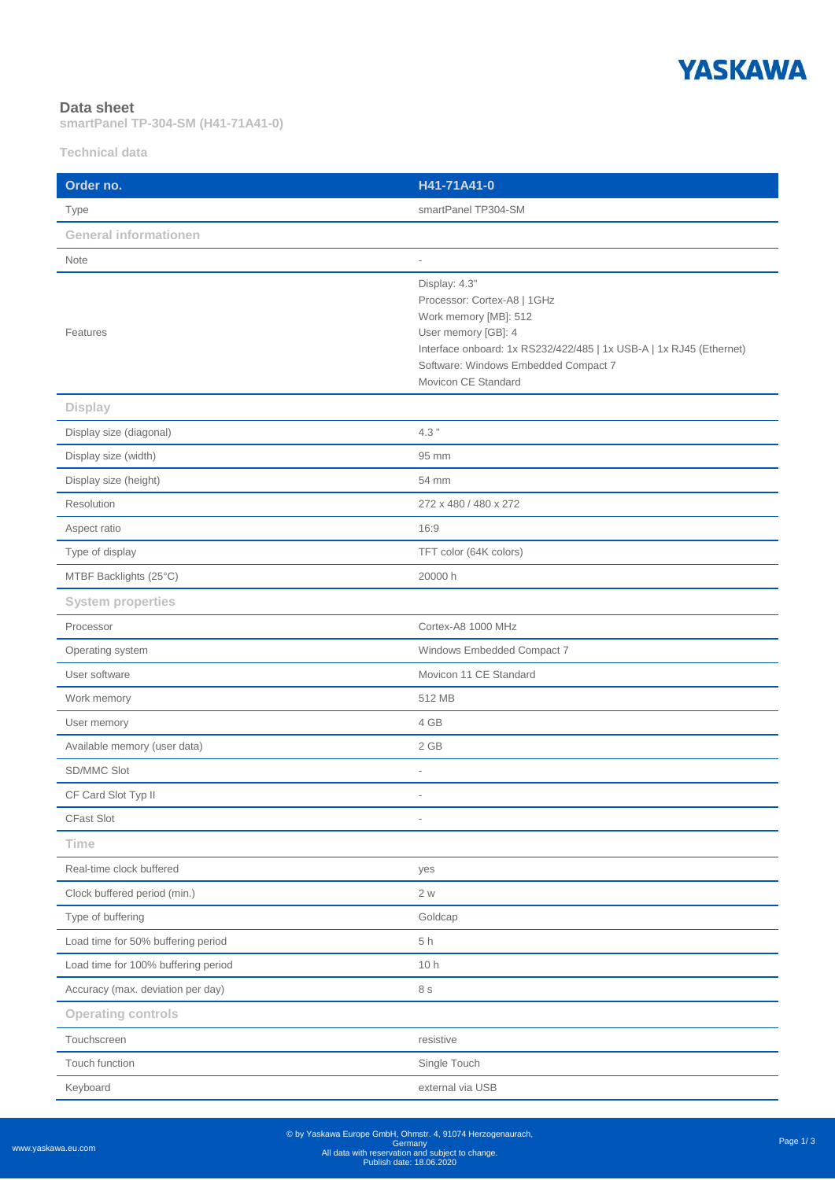# Data sheet

**smartPanel TP-304-SM (H41-71A41-0)**

## Technical data

| Order no. | H41-71A41-0 |
|---|---|
| Type | smartPanel TP304-SM |
| **General informationen** | |
| Note | - |
| Features | Display: 4.3"<br>Processor: Cortex-A8 \| 1GHz<br>Work memory [MB]: 512<br>User memory [GB]: 4<br>Interface onboard: 1x RS232/422/485 \| 1x USB-A \| 1x RJ45 (Ethernet)<br>Software: Windows Embedded Compact 7<br>Movicon CE Standard |
| **Display** | |
| Display size (diagonal) | 4.3 " |
| Display size (width) | 95 mm |
| Display size (height) | 54 mm |
| Resolution | 272 x 480 / 480 x 272 |
| Aspect ratio | 16:9 |
| Type of display | TFT color (64K colors) |
| MTBF Backlights (25°C) | 20000 h |
| **System properties** | |
| Processor | Cortex-A8 1000 MHz |
| Operating system | Windows Embedded Compact 7 |
| User software | Movicon 11 CE Standard |
| Work memory | 512 MB |
| User memory | 4 GB |
| Available memory (user data) | 2 GB |
| SD/MMC Slot | - |
| CF Card Slot Typ II | - |
| CFast Slot | - |
| **Time** | |
| Real-time clock buffered | yes |
| Clock buffered period (min.) | 2 w |
| Type of buffering | Goldcap |
| Load time for 50% buffering period | 5 h |
| Load time for 100% buffering period | 10 h |
| Accuracy (max. deviation per day) | 8 s |
| **Operating controls** | |
| Touchscreen | resistive |
| Touch function | Single Touch |
| Keyboard | external via USB |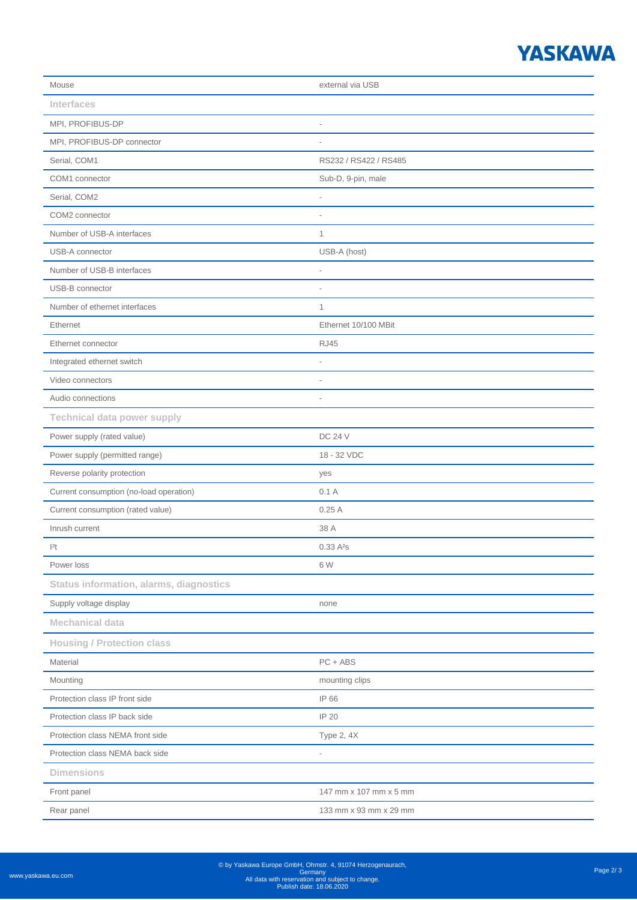| | |
|---|---|
| Mouse | external via USB |
| **Interfaces** | |
| MPI, PROFIBUS-DP | - |
| MPI, PROFIBUS-DP connector | - |
| Serial, COM1 | RS232 / RS422 / RS485 |
| COM1 connector | Sub-D, 9-pin, male |
| Serial, COM2 | - |
| COM2 connector | - |
| Number of USB-A interfaces | 1 |
| USB-A connector | USB-A (host) |
| Number of USB-B interfaces | - |
| USB-B connector | - |
| Number of ethernet interfaces | 1 |
| Ethernet | Ethernet 10/100 MBit |
| Ethernet connector | RJ45 |
| Integrated ethernet switch | - |
| Video connectors | - |
| Audio connections | - |
| **Technical data power supply** | |
| Power supply (rated value) | DC 24 V |
| Power supply (permitted range) | 18 - 32 VDC |
| Reverse polarity protection | yes |
| Current consumption (no-load operation) | 0.1 A |
| Current consumption (rated value) | 0.25 A |
| Inrush current | 38 A |
| $I^2t$ | 0.33 $A^2s$ |
| Power loss | 6 W |
| **Status information, alarms, diagnostics** | |
| Supply voltage display | none |
| **Mechanical data** | |
| **Housing / Protection class** | |
| Material | PC + ABS |
| Mounting | mounting clips |
| Protection class IP front side | IP 66 |
| Protection class IP back side | IP 20 |
| Protection class NEMA front side | Type 2, 4X |
| Protection class NEMA back side | - |
| **Dimensions** | |
| Front panel | 147 mm x 107 mm x 5 mm |
| Rear panel | 133 mm x 93 mm x 29 mm |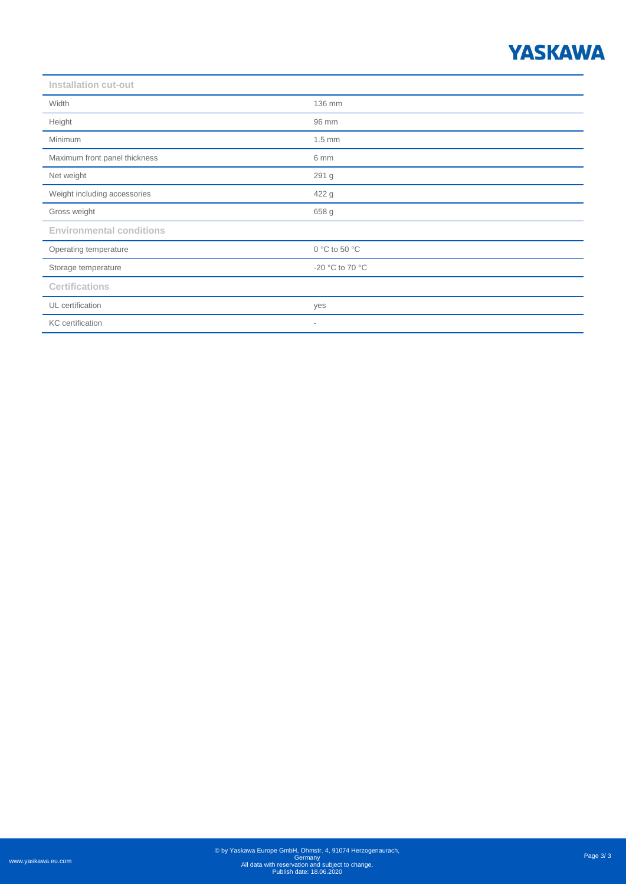| | |
|---|---|
| **Installation cut-out** | |
| Width | 136 mm |
| Height | 96 mm |
| Minimum | 1.5 mm |
| Maximum front panel thickness | 6 mm |
| Net weight | 291 g |
| Weight including accessories | 422 g |
| Gross weight | 658 g |
| **Environmental conditions** | |
| Operating temperature | 0 °C to 50 °C |
| Storage temperature | -20 °C to 70 °C |
| **Certifications** | |
| UL certification | yes |
| KC certification | - |